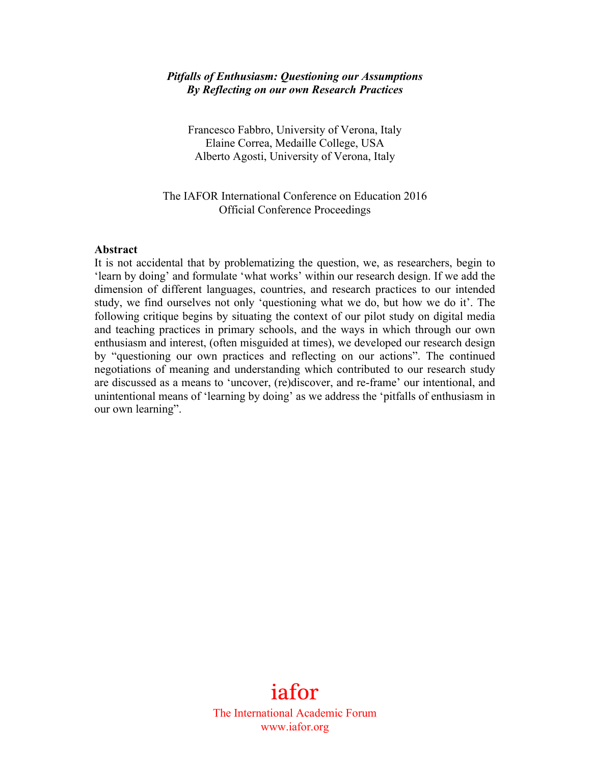***Pitfalls of Enthusiasm: Questioning our Assumptions***
***By Reflecting on our own Research Practices***

Francesco Fabbro, University of Verona, Italy
Elaine Correa, Medaille College, USA
Alberto Agosti, University of Verona, Italy

The IAFOR International Conference on Education 2016
Official Conference Proceedings

**Abstract**

It is not accidental that by problematizing the question, we, as researchers, begin to 'learn by doing' and formulate 'what works' within our research design. If we add the dimension of different languages, countries, and research practices to our intended study, we find ourselves not only 'questioning what we do, but how we do it'. The following critique begins by situating the context of our pilot study on digital media and teaching practices in primary schools, and the ways in which through our own enthusiasm and interest, (often misguided at times), we developed our research design by "questioning our own practices and reflecting on our actions". The continued negotiations of meaning and understanding which contributed to our research study are discussed as a means to 'uncover, (re)discover, and re-frame' our intentional, and unintentional means of 'learning by doing' as we address the 'pitfalls of enthusiasm in our own learning".

iafor
The International Academic Forum
www.iafor.org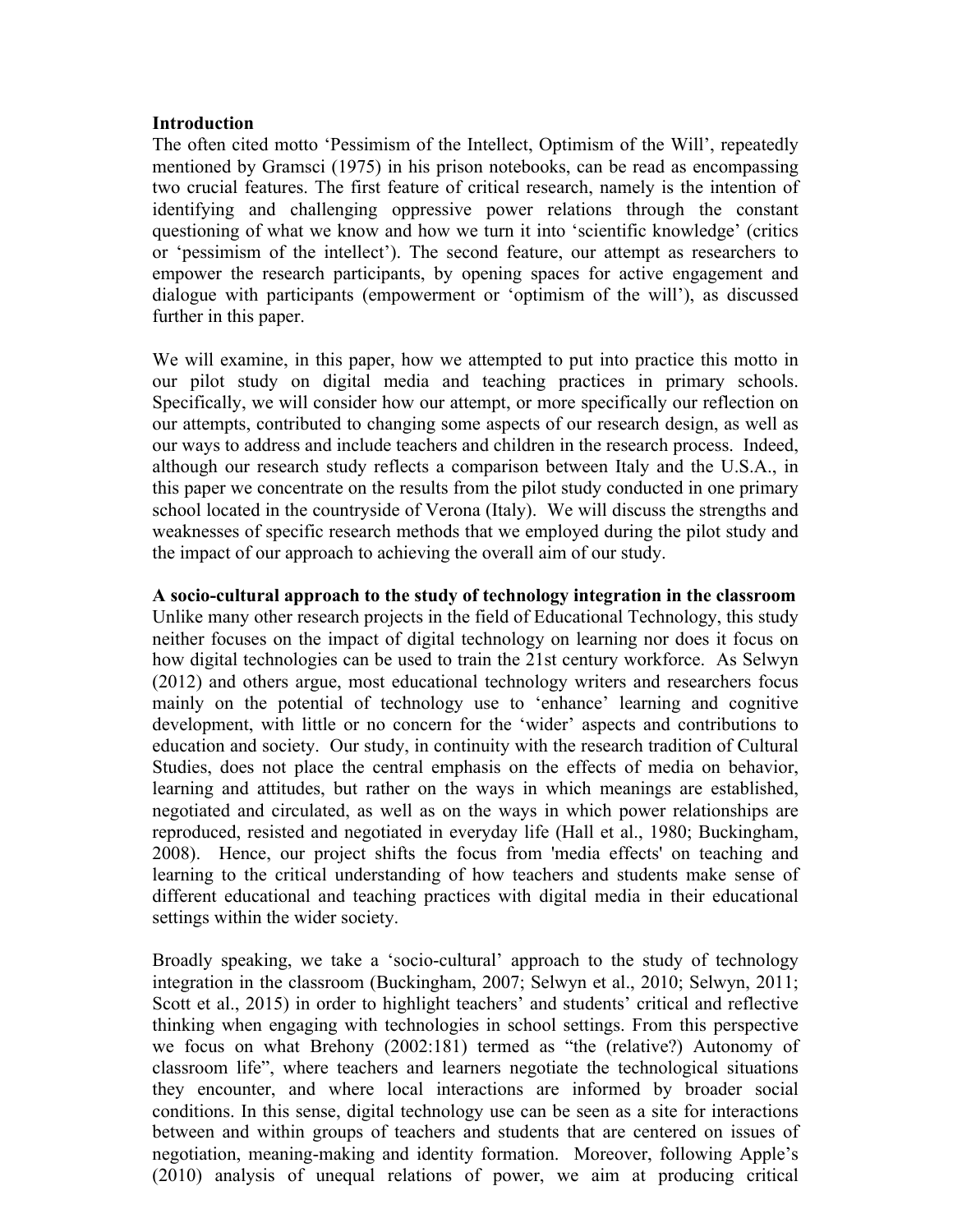## Introduction

The often cited motto 'Pessimism of the Intellect, Optimism of the Will', repeatedly mentioned by Gramsci (1975) in his prison notebooks, can be read as encompassing two crucial features. The first feature of critical research, namely is the intention of identifying and challenging oppressive power relations through the constant questioning of what we know and how we turn it into 'scientific knowledge' (critics or 'pessimism of the intellect'). The second feature, our attempt as researchers to empower the research participants, by opening spaces for active engagement and dialogue with participants (empowerment or 'optimism of the will'), as discussed further in this paper.

We will examine, in this paper, how we attempted to put into practice this motto in our pilot study on digital media and teaching practices in primary schools. Specifically, we will consider how our attempt, or more specifically our reflection on our attempts, contributed to changing some aspects of our research design, as well as our ways to address and include teachers and children in the research process. Indeed, although our research study reflects a comparison between Italy and the U.S.A., in this paper we concentrate on the results from the pilot study conducted in one primary school located in the countryside of Verona (Italy). We will discuss the strengths and weaknesses of specific research methods that we employed during the pilot study and the impact of our approach to achieving the overall aim of our study.

## A socio-cultural approach to the study of technology integration in the classroom

Unlike many other research projects in the field of Educational Technology, this study neither focuses on the impact of digital technology on learning nor does it focus on how digital technologies can be used to train the 21st century workforce. As Selwyn (2012) and others argue, most educational technology writers and researchers focus mainly on the potential of technology use to 'enhance' learning and cognitive development, with little or no concern for the 'wider' aspects and contributions to education and society. Our study, in continuity with the research tradition of Cultural Studies, does not place the central emphasis on the effects of media on behavior, learning and attitudes, but rather on the ways in which meanings are established, negotiated and circulated, as well as on the ways in which power relationships are reproduced, resisted and negotiated in everyday life (Hall et al., 1980; Buckingham, 2008). Hence, our project shifts the focus from 'media effects' on teaching and learning to the critical understanding of how teachers and students make sense of different educational and teaching practices with digital media in their educational settings within the wider society.

Broadly speaking, we take a 'socio-cultural' approach to the study of technology integration in the classroom (Buckingham, 2007; Selwyn et al., 2010; Selwyn, 2011; Scott et al., 2015) in order to highlight teachers' and students' critical and reflective thinking when engaging with technologies in school settings. From this perspective we focus on what Brehony (2002:181) termed as "the (relative?) Autonomy of classroom life", where teachers and learners negotiate the technological situations they encounter, and where local interactions are informed by broader social conditions. In this sense, digital technology use can be seen as a site for interactions between and within groups of teachers and students that are centered on issues of negotiation, meaning-making and identity formation. Moreover, following Apple's (2010) analysis of unequal relations of power, we aim at producing critical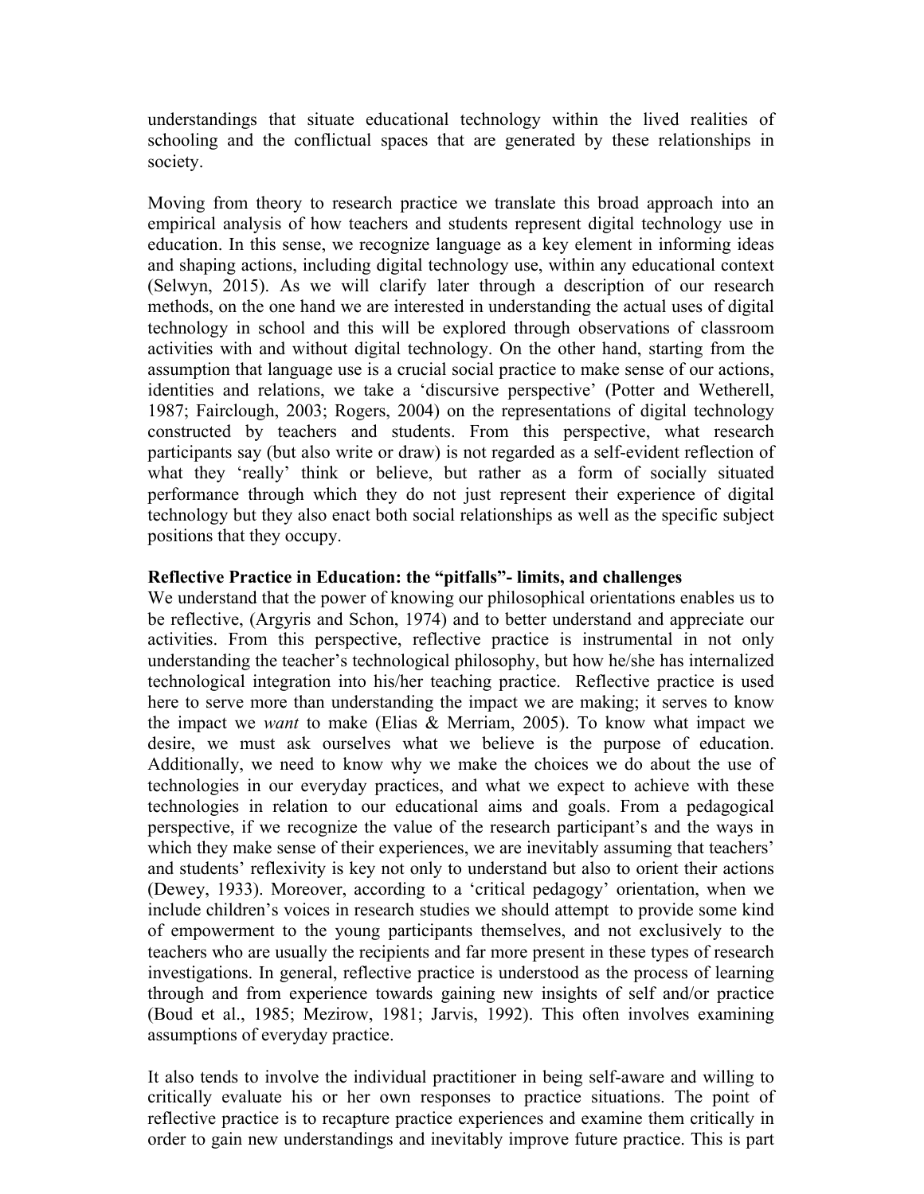understandings that situate educational technology within the lived realities of schooling and the conflictual spaces that are generated by these relationships in society.

Moving from theory to research practice we translate this broad approach into an empirical analysis of how teachers and students represent digital technology use in education. In this sense, we recognize language as a key element in informing ideas and shaping actions, including digital technology use, within any educational context (Selwyn, 2015). As we will clarify later through a description of our research methods, on the one hand we are interested in understanding the actual uses of digital technology in school and this will be explored through observations of classroom activities with and without digital technology. On the other hand, starting from the assumption that language use is a crucial social practice to make sense of our actions, identities and relations, we take a 'discursive perspective' (Potter and Wetherell, 1987; Fairclough, 2003; Rogers, 2004) on the representations of digital technology constructed by teachers and students. From this perspective, what research participants say (but also write or draw) is not regarded as a self-evident reflection of what they 'really' think or believe, but rather as a form of socially situated performance through which they do not just represent their experience of digital technology but they also enact both social relationships as well as the specific subject positions that they occupy.

**Reflective Practice in Education: the "pitfalls"- limits, and challenges**

We understand that the power of knowing our philosophical orientations enables us to be reflective, (Argyris and Schon, 1974) and to better understand and appreciate our activities. From this perspective, reflective practice is instrumental in not only understanding the teacher's technological philosophy, but how he/she has internalized technological integration into his/her teaching practice. Reflective practice is used here to serve more than understanding the impact we are making; it serves to know the impact we *want* to make (Elias & Merriam, 2005). To know what impact we desire, we must ask ourselves what we believe is the purpose of education. Additionally, we need to know why we make the choices we do about the use of technologies in our everyday practices, and what we expect to achieve with these technologies in relation to our educational aims and goals. From a pedagogical perspective, if we recognize the value of the research participant's and the ways in which they make sense of their experiences, we are inevitably assuming that teachers' and students' reflexivity is key not only to understand but also to orient their actions (Dewey, 1933). Moreover, according to a 'critical pedagogy' orientation, when we include children's voices in research studies we should attempt to provide some kind of empowerment to the young participants themselves, and not exclusively to the teachers who are usually the recipients and far more present in these types of research investigations. In general, reflective practice is understood as the process of learning through and from experience towards gaining new insights of self and/or practice (Boud et al., 1985; Mezirow, 1981; Jarvis, 1992). This often involves examining assumptions of everyday practice.

It also tends to involve the individual practitioner in being self-aware and willing to critically evaluate his or her own responses to practice situations. The point of reflective practice is to recapture practice experiences and examine them critically in order to gain new understandings and inevitably improve future practice. This is part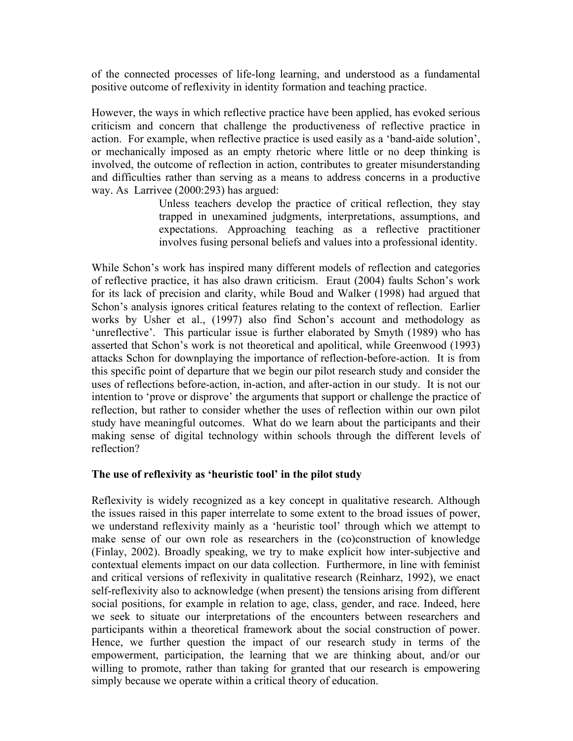of the connected processes of life-long learning, and understood as a fundamental positive outcome of reflexivity in identity formation and teaching practice.

However, the ways in which reflective practice have been applied, has evoked serious criticism and concern that challenge the productiveness of reflective practice in action. For example, when reflective practice is used easily as a 'band-aide solution', or mechanically imposed as an empty rhetoric where little or no deep thinking is involved, the outcome of reflection in action, contributes to greater misunderstanding and difficulties rather than serving as a means to address concerns in a productive way. As Larrivee (2000:293) has argued:

> Unless teachers develop the practice of critical reflection, they stay trapped in unexamined judgments, interpretations, assumptions, and expectations. Approaching teaching as a reflective practitioner involves fusing personal beliefs and values into a professional identity.

While Schon's work has inspired many different models of reflection and categories of reflective practice, it has also drawn criticism. Eraut (2004) faults Schon's work for its lack of precision and clarity, while Boud and Walker (1998) had argued that Schon's analysis ignores critical features relating to the context of reflection. Earlier works by Usher et al., (1997) also find Schon's account and methodology as 'unreflective'. This particular issue is further elaborated by Smyth (1989) who has asserted that Schon's work is not theoretical and apolitical, while Greenwood (1993) attacks Schon for downplaying the importance of reflection-before-action. It is from this specific point of departure that we begin our pilot research study and consider the uses of reflections before-action, in-action, and after-action in our study. It is not our intention to 'prove or disprove' the arguments that support or challenge the practice of reflection, but rather to consider whether the uses of reflection within our own pilot study have meaningful outcomes. What do we learn about the participants and their making sense of digital technology within schools through the different levels of reflection?

**The use of reflexivity as 'heuristic tool' in the pilot study**

Reflexivity is widely recognized as a key concept in qualitative research. Although the issues raised in this paper interrelate to some extent to the broad issues of power, we understand reflexivity mainly as a 'heuristic tool' through which we attempt to make sense of our own role as researchers in the (co)construction of knowledge (Finlay, 2002). Broadly speaking, we try to make explicit how inter-subjective and contextual elements impact on our data collection. Furthermore, in line with feminist and critical versions of reflexivity in qualitative research (Reinharz, 1992), we enact self-reflexivity also to acknowledge (when present) the tensions arising from different social positions, for example in relation to age, class, gender, and race. Indeed, here we seek to situate our interpretations of the encounters between researchers and participants within a theoretical framework about the social construction of power. Hence, we further question the impact of our research study in terms of the empowerment, participation, the learning that we are thinking about, and/or our willing to promote, rather than taking for granted that our research is empowering simply because we operate within a critical theory of education.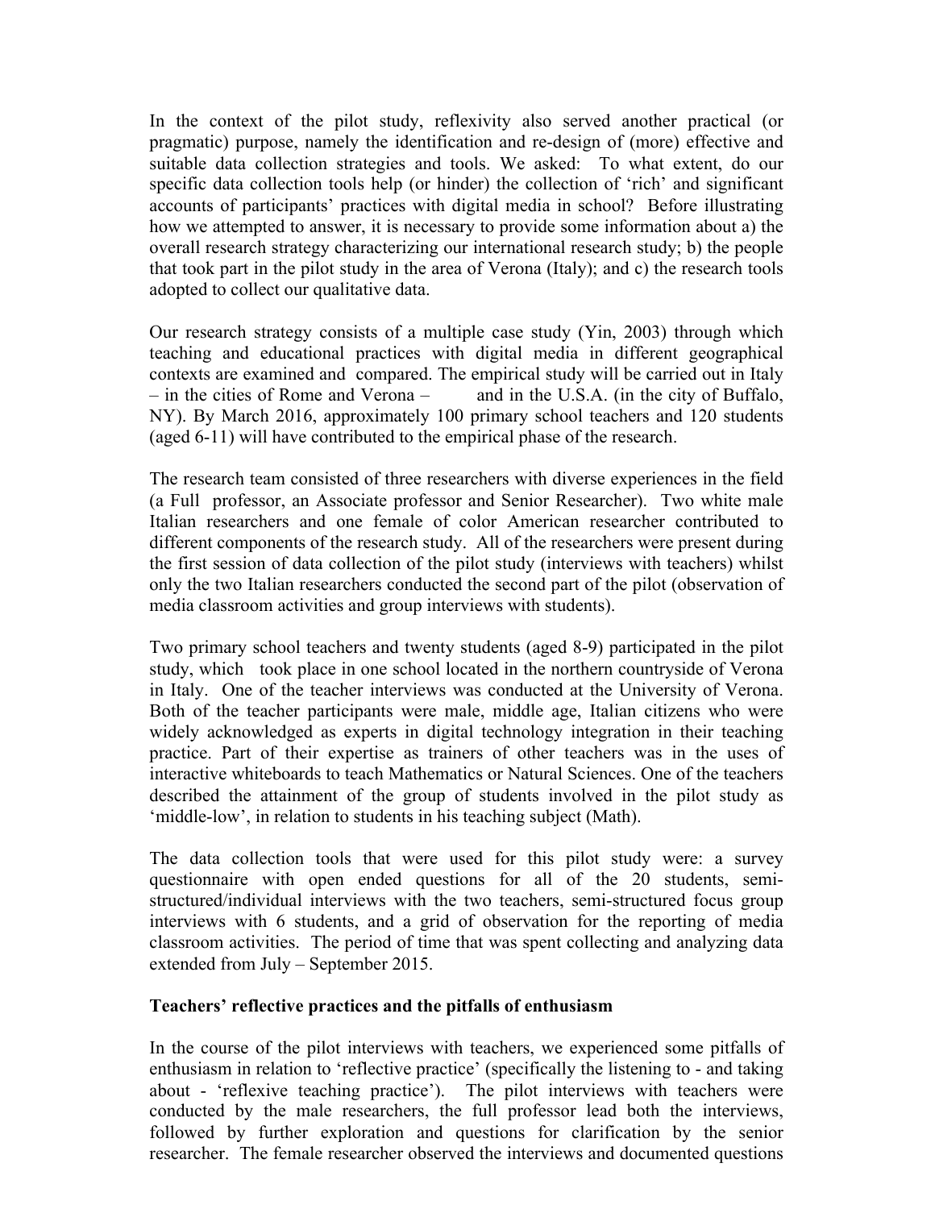In the context of the pilot study, reflexivity also served another practical (or pragmatic) purpose, namely the identification and re-design of (more) effective and suitable data collection strategies and tools. We asked: To what extent, do our specific data collection tools help (or hinder) the collection of 'rich' and significant accounts of participants' practices with digital media in school? Before illustrating how we attempted to answer, it is necessary to provide some information about a) the overall research strategy characterizing our international research study; b) the people that took part in the pilot study in the area of Verona (Italy); and c) the research tools adopted to collect our qualitative data.

Our research strategy consists of a multiple case study (Yin, 2003) through which teaching and educational practices with digital media in different geographical contexts are examined and compared. The empirical study will be carried out in Italy – in the cities of Rome and Verona – and in the U.S.A. (in the city of Buffalo, NY). By March 2016, approximately 100 primary school teachers and 120 students (aged 6-11) will have contributed to the empirical phase of the research.

The research team consisted of three researchers with diverse experiences in the field (a Full professor, an Associate professor and Senior Researcher). Two white male Italian researchers and one female of color American researcher contributed to different components of the research study. All of the researchers were present during the first session of data collection of the pilot study (interviews with teachers) whilst only the two Italian researchers conducted the second part of the pilot (observation of media classroom activities and group interviews with students).

Two primary school teachers and twenty students (aged 8-9) participated in the pilot study, which took place in one school located in the northern countryside of Verona in Italy. One of the teacher interviews was conducted at the University of Verona. Both of the teacher participants were male, middle age, Italian citizens who were widely acknowledged as experts in digital technology integration in their teaching practice. Part of their expertise as trainers of other teachers was in the uses of interactive whiteboards to teach Mathematics or Natural Sciences. One of the teachers described the attainment of the group of students involved in the pilot study as 'middle-low', in relation to students in his teaching subject (Math).

The data collection tools that were used for this pilot study were: a survey questionnaire with open ended questions for all of the 20 students, semi-structured/individual interviews with the two teachers, semi-structured focus group interviews with 6 students, and a grid of observation for the reporting of media classroom activities. The period of time that was spent collecting and analyzing data extended from July – September 2015.

## Teachers' reflective practices and the pitfalls of enthusiasm

In the course of the pilot interviews with teachers, we experienced some pitfalls of enthusiasm in relation to 'reflective practice' (specifically the listening to - and taking about - 'reflexive teaching practice'). The pilot interviews with teachers were conducted by the male researchers, the full professor lead both the interviews, followed by further exploration and questions for clarification by the senior researcher. The female researcher observed the interviews and documented questions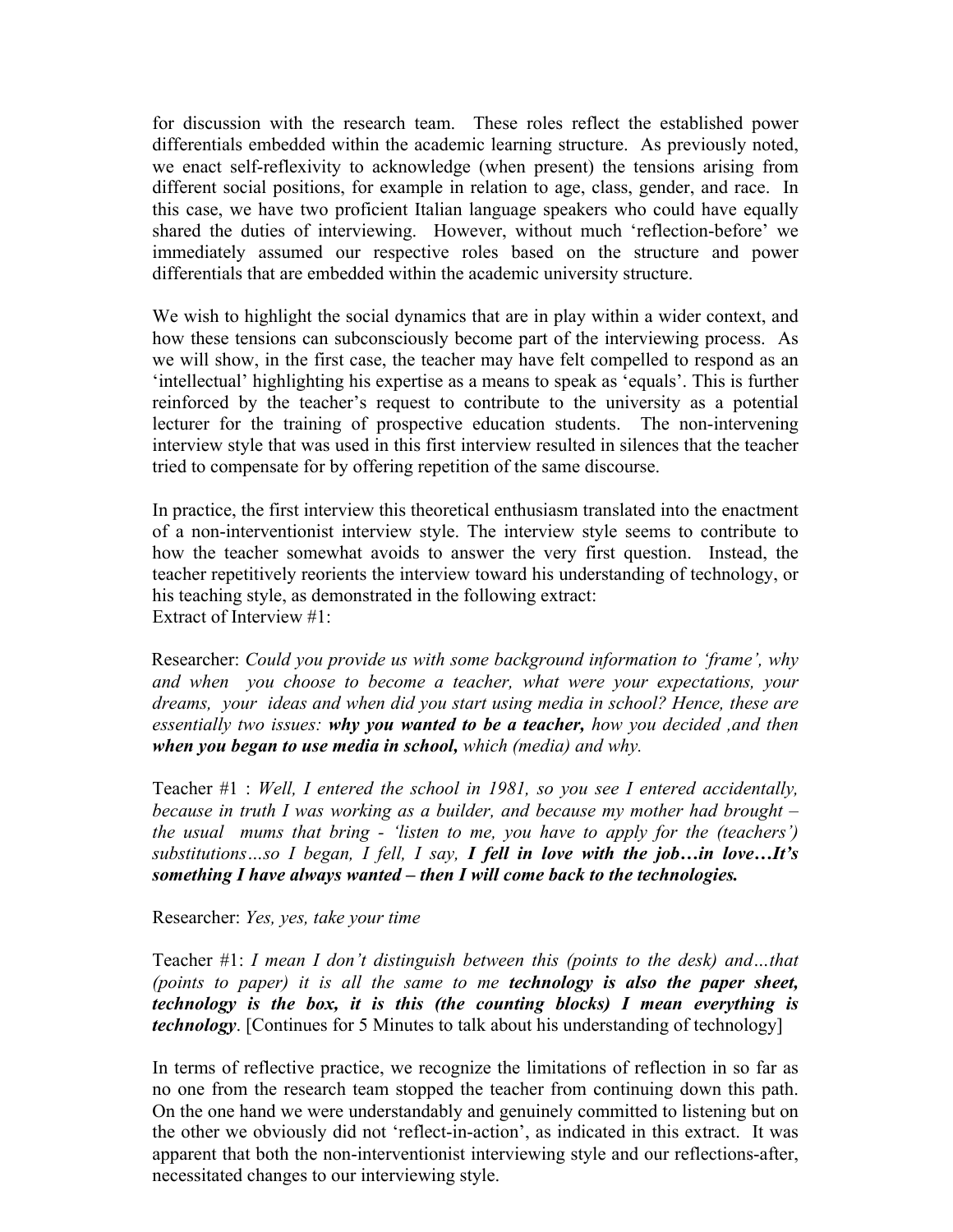for discussion with the research team. These roles reflect the established power differentials embedded within the academic learning structure. As previously noted, we enact self-reflexivity to acknowledge (when present) the tensions arising from different social positions, for example in relation to age, class, gender, and race. In this case, we have two proficient Italian language speakers who could have equally shared the duties of interviewing. However, without much 'reflection-before' we immediately assumed our respective roles based on the structure and power differentials that are embedded within the academic university structure.

We wish to highlight the social dynamics that are in play within a wider context, and how these tensions can subconsciously become part of the interviewing process. As we will show, in the first case, the teacher may have felt compelled to respond as an 'intellectual' highlighting his expertise as a means to speak as 'equals'. This is further reinforced by the teacher's request to contribute to the university as a potential lecturer for the training of prospective education students. The non-intervening interview style that was used in this first interview resulted in silences that the teacher tried to compensate for by offering repetition of the same discourse.

In practice, the first interview this theoretical enthusiasm translated into the enactment of a non-interventionist interview style. The interview style seems to contribute to how the teacher somewhat avoids to answer the very first question. Instead, the teacher repetitively reorients the interview toward his understanding of technology, or his teaching style, as demonstrated in the following extract:
Extract of Interview #1:

Researcher: *Could you provide us with some background information to 'frame', why and when you choose to become a teacher, what were your expectations, your dreams, your ideas and when did you start using media in school? Hence, these are essentially two issues:* ***why you wanted to be a teacher,*** *how you decided ,and then* ***when you began to use media in school,*** *which (media) and why.*

Teacher #1 : *Well, I entered the school in 1981, so you see I entered accidentally, because in truth I was working as a builder, and because my mother had brought – the usual mums that bring - 'listen to me, you have to apply for the (teachers') substitutions…so I began, I fell, I say,* ***I fell in love with the job…in love…It's something I have always wanted – then I will come back to the technologies.***

Researcher: *Yes, yes, take your time*

Teacher #1: *I mean I don't distinguish between this (points to the desk) and…that (points to paper) it is all the same to me* ***technology is also the paper sheet, technology is the box, it is this (the counting blocks) I mean everything is technology***. [Continues for 5 Minutes to talk about his understanding of technology]

In terms of reflective practice, we recognize the limitations of reflection in so far as no one from the research team stopped the teacher from continuing down this path. On the one hand we were understandably and genuinely committed to listening but on the other we obviously did not 'reflect-in-action', as indicated in this extract. It was apparent that both the non-interventionist interviewing style and our reflections-after, necessitated changes to our interviewing style.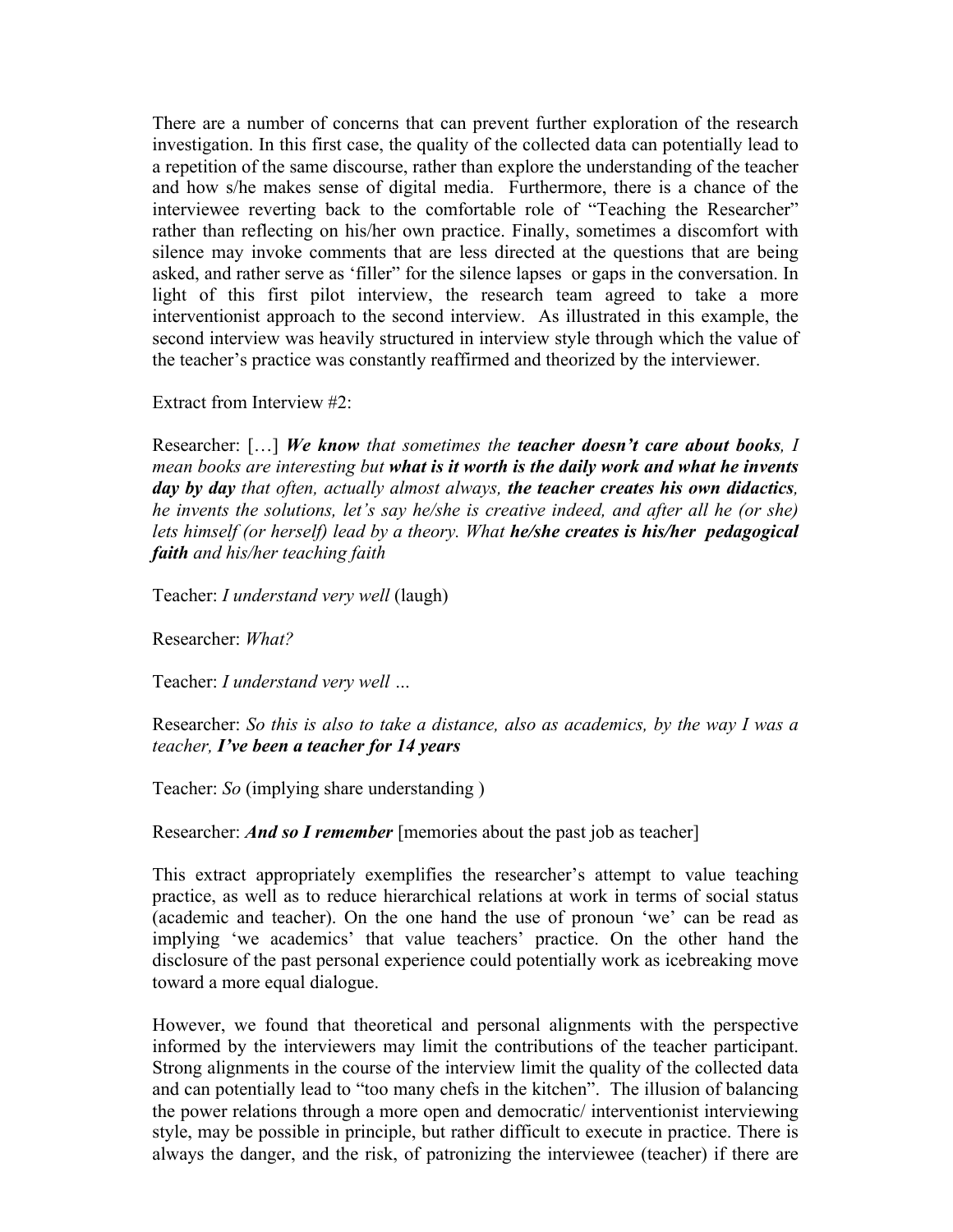There are a number of concerns that can prevent further exploration of the research investigation. In this first case, the quality of the collected data can potentially lead to a repetition of the same discourse, rather than explore the understanding of the teacher and how s/he makes sense of digital media. Furthermore, there is a chance of the interviewee reverting back to the comfortable role of "Teaching the Researcher" rather than reflecting on his/her own practice. Finally, sometimes a discomfort with silence may invoke comments that are less directed at the questions that are being asked, and rather serve as 'filler" for the silence lapses or gaps in the conversation. In light of this first pilot interview, the research team agreed to take a more interventionist approach to the second interview. As illustrated in this example, the second interview was heavily structured in interview style through which the value of the teacher's practice was constantly reaffirmed and theorized by the interviewer.

Extract from Interview #2:

Researcher: […] ***We know*** *that sometimes the* ***teacher doesn't care about books****, I mean books are interesting but* ***what is it worth is the daily work and what he invents day by day*** *that often, actually almost always,* ***the teacher creates his own didactics****, he invents the solutions, let's say he/she is creative indeed, and after all he (or she) lets himself (or herself) lead by a theory. What* ***he/she creates is his/her pedagogical faith*** *and his/her teaching faith*

Teacher: *I understand very well* (laugh)

Researcher: *What?*

Teacher: *I understand very well …*

Researcher: *So this is also to take a distance, also as academics, by the way I was a teacher,* ***I've been a teacher for 14 years***

Teacher: *So* (implying share understanding )

Researcher: ***And so I remember*** [memories about the past job as teacher]

This extract appropriately exemplifies the researcher's attempt to value teaching practice, as well as to reduce hierarchical relations at work in terms of social status (academic and teacher). On the one hand the use of pronoun 'we' can be read as implying 'we academics' that value teachers' practice. On the other hand the disclosure of the past personal experience could potentially work as icebreaking move toward a more equal dialogue.

However, we found that theoretical and personal alignments with the perspective informed by the interviewers may limit the contributions of the teacher participant. Strong alignments in the course of the interview limit the quality of the collected data and can potentially lead to "too many chefs in the kitchen". The illusion of balancing the power relations through a more open and democratic/ interventionist interviewing style, may be possible in principle, but rather difficult to execute in practice. There is always the danger, and the risk, of patronizing the interviewee (teacher) if there are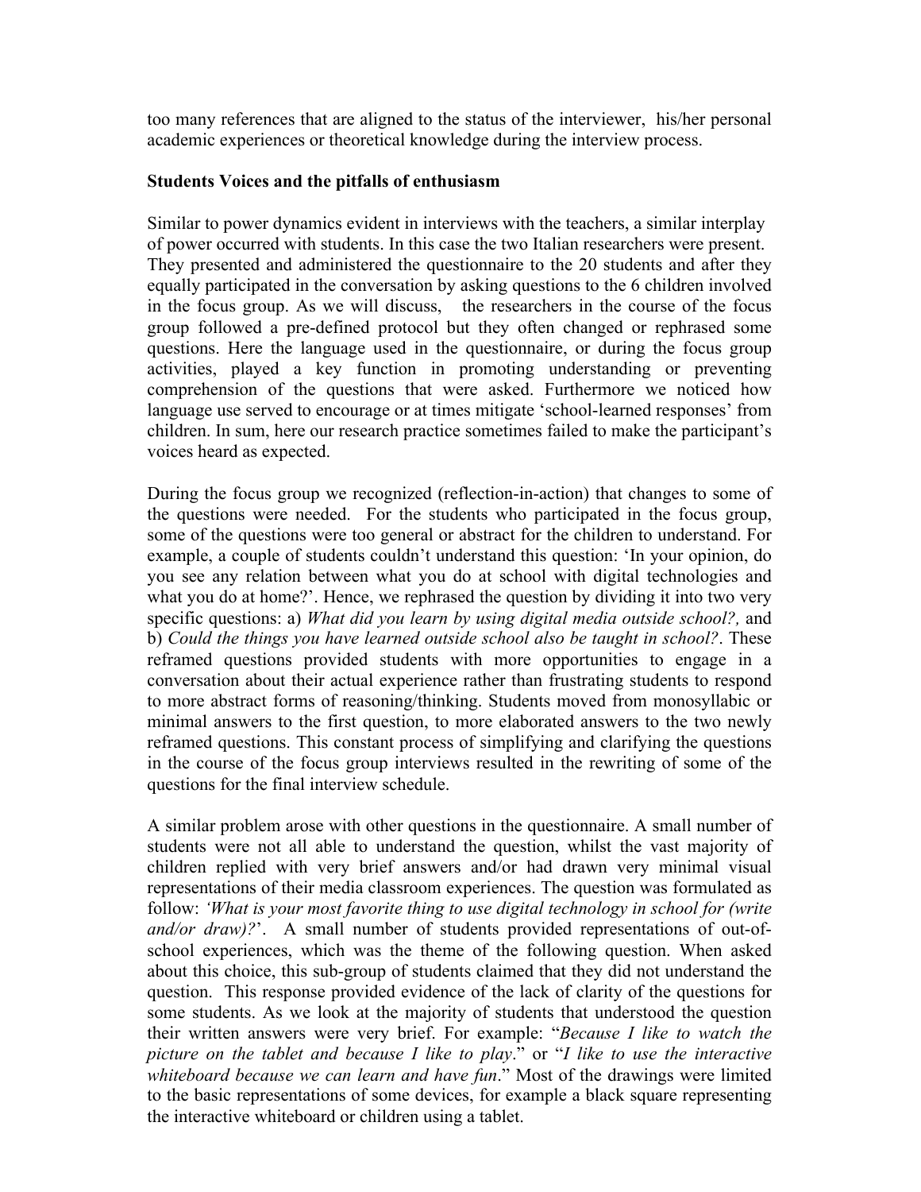too many references that are aligned to the status of the interviewer, his/her personal academic experiences or theoretical knowledge during the interview process.

### Students Voices and the pitfalls of enthusiasm

Similar to power dynamics evident in interviews with the teachers, a similar interplay of power occurred with students. In this case the two Italian researchers were present. They presented and administered the questionnaire to the 20 students and after they equally participated in the conversation by asking questions to the 6 children involved in the focus group. As we will discuss, the researchers in the course of the focus group followed a pre-defined protocol but they often changed or rephrased some questions. Here the language used in the questionnaire, or during the focus group activities, played a key function in promoting understanding or preventing comprehension of the questions that were asked. Furthermore we noticed how language use served to encourage or at times mitigate 'school-learned responses' from children. In sum, here our research practice sometimes failed to make the participant's voices heard as expected.

During the focus group we recognized (reflection-in-action) that changes to some of the questions were needed. For the students who participated in the focus group, some of the questions were too general or abstract for the children to understand. For example, a couple of students couldn't understand this question: 'In your opinion, do you see any relation between what you do at school with digital technologies and what you do at home?'. Hence, we rephrased the question by dividing it into two very specific questions: a) *What did you learn by using digital media outside school?,* and b) *Could the things you have learned outside school also be taught in school?*. These reframed questions provided students with more opportunities to engage in a conversation about their actual experience rather than frustrating students to respond to more abstract forms of reasoning/thinking. Students moved from monosyllabic or minimal answers to the first question, to more elaborated answers to the two newly reframed questions. This constant process of simplifying and clarifying the questions in the course of the focus group interviews resulted in the rewriting of some of the questions for the final interview schedule.

A similar problem arose with other questions in the questionnaire. A small number of students were not all able to understand the question, whilst the vast majority of children replied with very brief answers and/or had drawn very minimal visual representations of their media classroom experiences. The question was formulated as follow: *'What is your most favorite thing to use digital technology in school for (write and/or draw)?'*. A small number of students provided representations of out-of-school experiences, which was the theme of the following question. When asked about this choice, this sub-group of students claimed that they did not understand the question. This response provided evidence of the lack of clarity of the questions for some students. As we look at the majority of students that understood the question their written answers were very brief. For example: "*Because I like to watch the picture on the tablet and because I like to play*." or "*I like to use the interactive whiteboard because we can learn and have fun*." Most of the drawings were limited to the basic representations of some devices, for example a black square representing the interactive whiteboard or children using a tablet.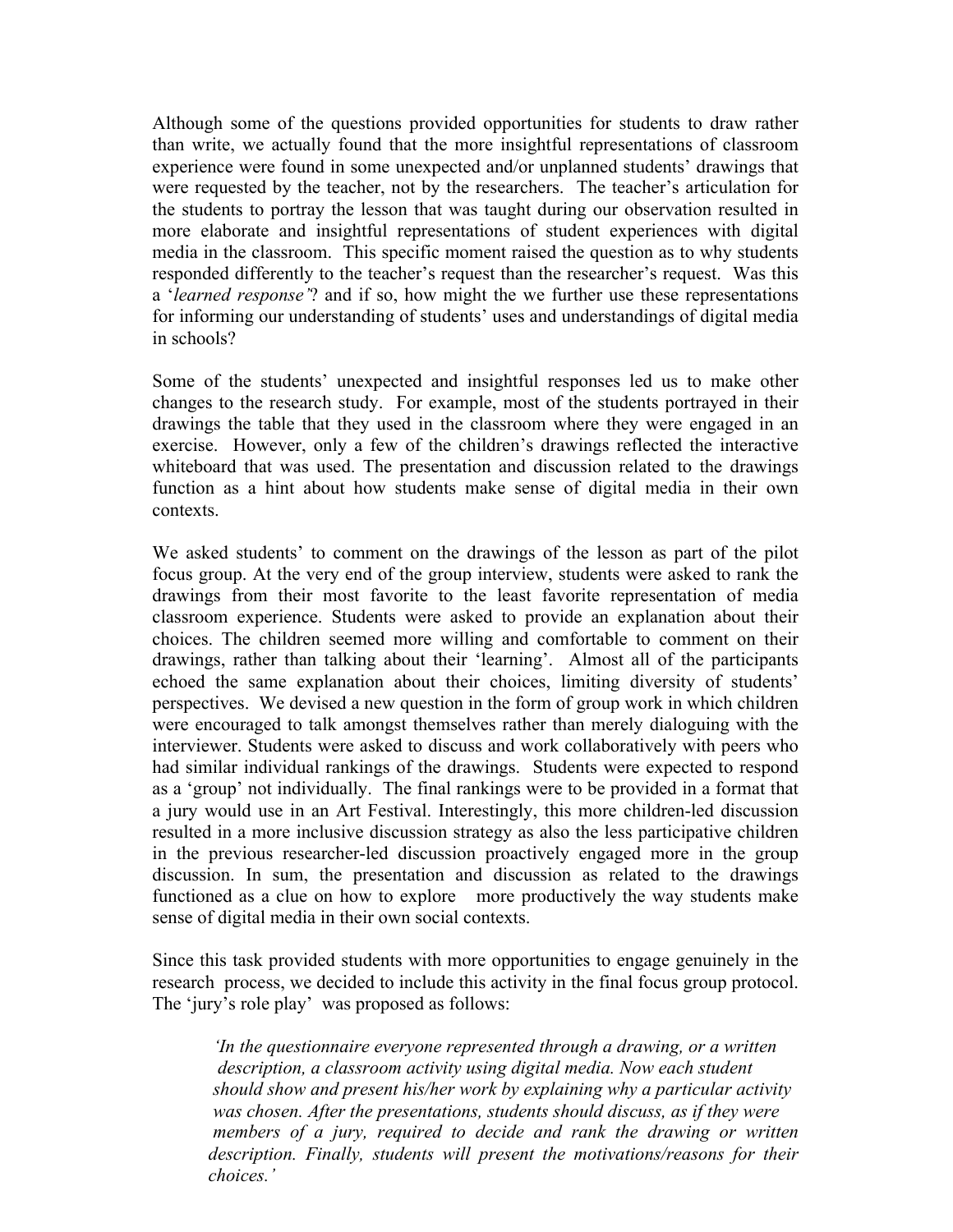Although some of the questions provided opportunities for students to draw rather than write, we actually found that the more insightful representations of classroom experience were found in some unexpected and/or unplanned students' drawings that were requested by the teacher, not by the researchers. The teacher's articulation for the students to portray the lesson that was taught during our observation resulted in more elaborate and insightful representations of student experiences with digital media in the classroom. This specific moment raised the question as to why students responded differently to the teacher's request than the researcher's request. Was this a '*learned response"*? and if so, how might the we further use these representations for informing our understanding of students' uses and understandings of digital media in schools?

Some of the students' unexpected and insightful responses led us to make other changes to the research study. For example, most of the students portrayed in their drawings the table that they used in the classroom where they were engaged in an exercise. However, only a few of the children's drawings reflected the interactive whiteboard that was used. The presentation and discussion related to the drawings function as a hint about how students make sense of digital media in their own contexts.

We asked students' to comment on the drawings of the lesson as part of the pilot focus group. At the very end of the group interview, students were asked to rank the drawings from their most favorite to the least favorite representation of media classroom experience. Students were asked to provide an explanation about their choices. The children seemed more willing and comfortable to comment on their drawings, rather than talking about their 'learning'. Almost all of the participants echoed the same explanation about their choices, limiting diversity of students' perspectives. We devised a new question in the form of group work in which children were encouraged to talk amongst themselves rather than merely dialoguing with the interviewer. Students were asked to discuss and work collaboratively with peers who had similar individual rankings of the drawings. Students were expected to respond as a 'group' not individually. The final rankings were to be provided in a format that a jury would use in an Art Festival. Interestingly, this more children-led discussion resulted in a more inclusive discussion strategy as also the less participative children in the previous researcher-led discussion proactively engaged more in the group discussion. In sum, the presentation and discussion as related to the drawings functioned as a clue on how to explore more productively the way students make sense of digital media in their own social contexts.

Since this task provided students with more opportunities to engage genuinely in the research process, we decided to include this activity in the final focus group protocol. The 'jury's role play' was proposed as follows:

> *'In the questionnaire everyone represented through a drawing, or a written description, a classroom activity using digital media. Now each student should show and present his/her work by explaining why a particular activity was chosen. After the presentations, students should discuss, as if they were members of a jury, required to decide and rank the drawing or written description. Finally, students will present the motivations/reasons for their choices.'*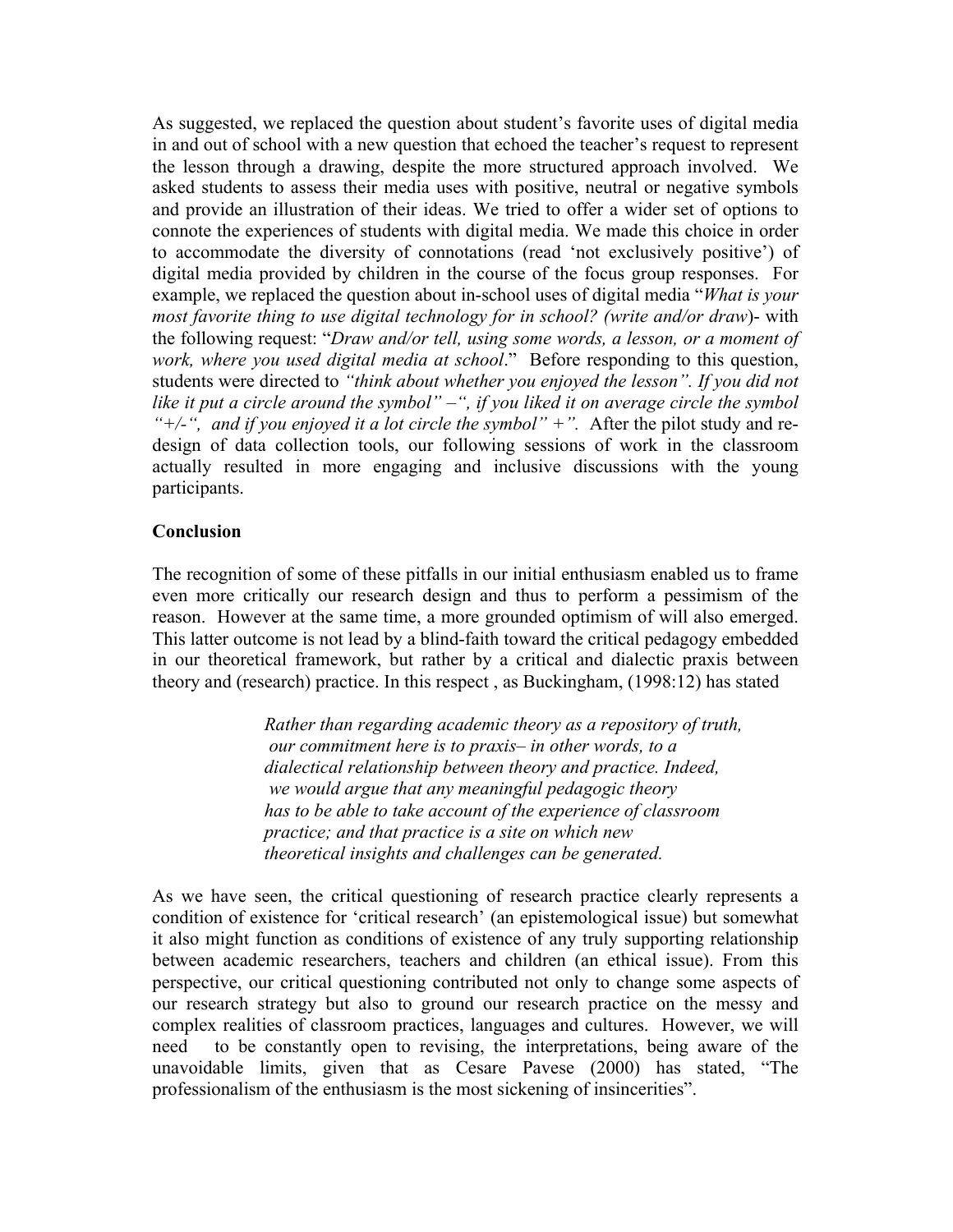As suggested, we replaced the question about student's favorite uses of digital media in and out of school with a new question that echoed the teacher's request to represent the lesson through a drawing, despite the more structured approach involved. We asked students to assess their media uses with positive, neutral or negative symbols and provide an illustration of their ideas. We tried to offer a wider set of options to connote the experiences of students with digital media. We made this choice in order to accommodate the diversity of connotations (read 'not exclusively positive') of digital media provided by children in the course of the focus group responses. For example, we replaced the question about in-school uses of digital media "*What is your most favorite thing to use digital technology for in school? (write and/or draw*)- with the following request: "*Draw and/or tell, using some words, a lesson, or a moment of work, where you used digital media at school*." Before responding to this question, students were directed to *"think about whether you enjoyed the lesson". If you did not like it put a circle around the symbol" –", if you liked it on average circle the symbol "+/-", and if you enjoyed it a lot circle the symbol" +".* After the pilot study and re-design of data collection tools, our following sessions of work in the classroom actually resulted in more engaging and inclusive discussions with the young participants.

**Conclusion**

The recognition of some of these pitfalls in our initial enthusiasm enabled us to frame even more critically our research design and thus to perform a pessimism of the reason. However at the same time, a more grounded optimism of will also emerged. This latter outcome is not lead by a blind-faith toward the critical pedagogy embedded in our theoretical framework, but rather by a critical and dialectic praxis between theory and (research) practice. In this respect , as Buckingham, (1998:12) has stated

> *Rather than regarding academic theory as a repository of truth, our commitment here is to praxis– in other words, to a dialectical relationship between theory and practice. Indeed, we would argue that any meaningful pedagogic theory has to be able to take account of the experience of classroom practice; and that practice is a site on which new theoretical insights and challenges can be generated.*

As we have seen, the critical questioning of research practice clearly represents a condition of existence for 'critical research' (an epistemological issue) but somewhat it also might function as conditions of existence of any truly supporting relationship between academic researchers, teachers and children (an ethical issue). From this perspective, our critical questioning contributed not only to change some aspects of our research strategy but also to ground our research practice on the messy and complex realities of classroom practices, languages and cultures. However, we will need to be constantly open to revising, the interpretations, being aware of the unavoidable limits, given that as Cesare Pavese (2000) has stated, "The professionalism of the enthusiasm is the most sickening of insincerities".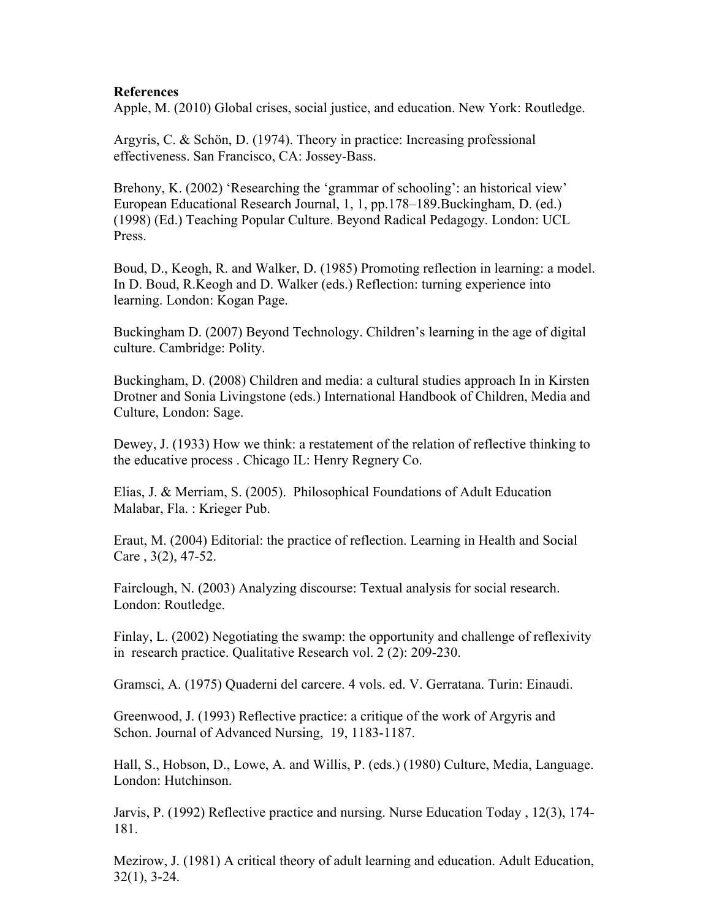**References**

Apple, M. (2010) Global crises, social justice, and education. New York: Routledge.

Argyris, C. & Schön, D. (1974). Theory in practice: Increasing professional effectiveness. San Francisco, CA: Jossey-Bass.

Brehony, K. (2002) 'Researching the 'grammar of schooling': an historical view' European Educational Research Journal, 1, 1, pp.178–189.Buckingham, D. (ed.) (1998) (Ed.) Teaching Popular Culture. Beyond Radical Pedagogy. London: UCL Press.

Boud, D., Keogh, R. and Walker, D. (1985) Promoting reflection in learning: a model. In D. Boud, R.Keogh and D. Walker (eds.) Reflection: turning experience into learning. London: Kogan Page.

Buckingham D. (2007) Beyond Technology. Children's learning in the age of digital culture. Cambridge: Polity.

Buckingham, D. (2008) Children and media: a cultural studies approach In in Kirsten Drotner and Sonia Livingstone (eds.) International Handbook of Children, Media and Culture, London: Sage.

Dewey, J. (1933) How we think: a restatement of the relation of reflective thinking to the educative process . Chicago IL: Henry Regnery Co.

Elias, J. & Merriam, S. (2005). Philosophical Foundations of Adult Education Malabar, Fla. : Krieger Pub.

Eraut, M. (2004) Editorial: the practice of reflection. Learning in Health and Social Care , 3(2), 47-52.

Fairclough, N. (2003) Analyzing discourse: Textual analysis for social research. London: Routledge.

Finlay, L. (2002) Negotiating the swamp: the opportunity and challenge of reflexivity in research practice. Qualitative Research vol. 2 (2): 209-230.

Gramsci, A. (1975) Quaderni del carcere. 4 vols. ed. V. Gerratana. Turin: Einaudi.

Greenwood, J. (1993) Reflective practice: a critique of the work of Argyris and Schon. Journal of Advanced Nursing, 19, 1183-1187.

Hall, S., Hobson, D., Lowe, A. and Willis, P. (eds.) (1980) Culture, Media, Language. London: Hutchinson.

Jarvis, P. (1992) Reflective practice and nursing. Nurse Education Today , 12(3), 174-181.

Mezirow, J. (1981) A critical theory of adult learning and education. Adult Education, 32(1), 3-24.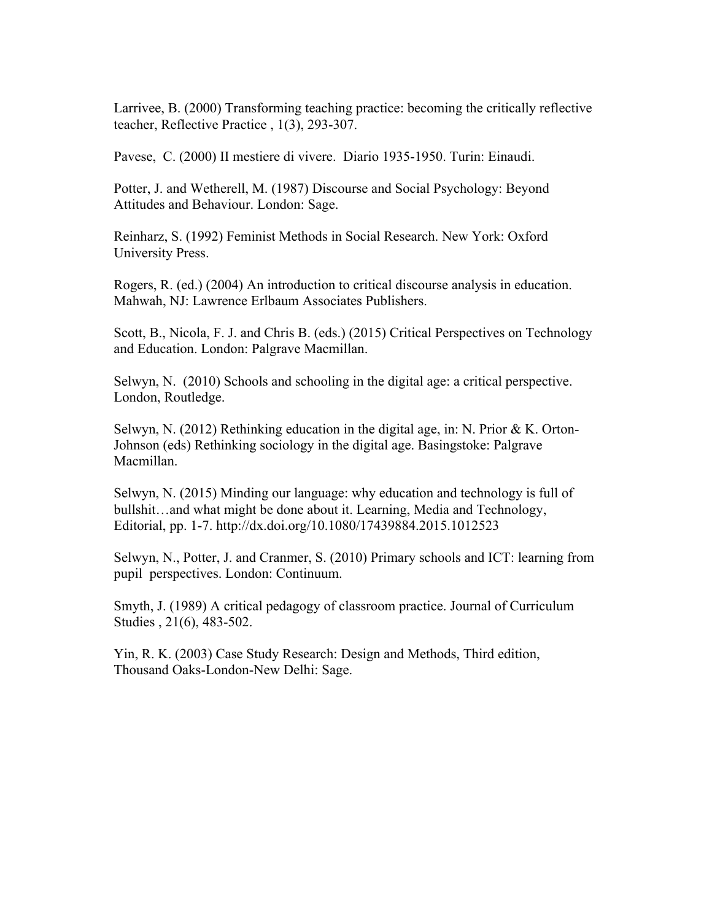Larrivee, B. (2000) Transforming teaching practice: becoming the critically reflective teacher, Reflective Practice , 1(3), 293-307.

Pavese, C. (2000) II mestiere di vivere. Diario 1935-1950. Turin: Einaudi.

Potter, J. and Wetherell, M. (1987) Discourse and Social Psychology: Beyond Attitudes and Behaviour. London: Sage.

Reinharz, S. (1992) Feminist Methods in Social Research. New York: Oxford University Press.

Rogers, R. (ed.) (2004) An introduction to critical discourse analysis in education. Mahwah, NJ: Lawrence Erlbaum Associates Publishers.

Scott, B., Nicola, F. J. and Chris B. (eds.) (2015) Critical Perspectives on Technology and Education. London: Palgrave Macmillan.

Selwyn, N. (2010) Schools and schooling in the digital age: a critical perspective. London, Routledge.

Selwyn, N. (2012) Rethinking education in the digital age, in: N. Prior & K. Orton-Johnson (eds) Rethinking sociology in the digital age. Basingstoke: Palgrave Macmillan.

Selwyn, N. (2015) Minding our language: why education and technology is full of bullshit…and what might be done about it. Learning, Media and Technology, Editorial, pp. 1-7. http://dx.doi.org/10.1080/17439884.2015.1012523

Selwyn, N., Potter, J. and Cranmer, S. (2010) Primary schools and ICT: learning from pupil perspectives. London: Continuum.

Smyth, J. (1989) A critical pedagogy of classroom practice. Journal of Curriculum Studies , 21(6), 483-502.

Yin, R. K. (2003) Case Study Research: Design and Methods, Third edition, Thousand Oaks-London-New Delhi: Sage.